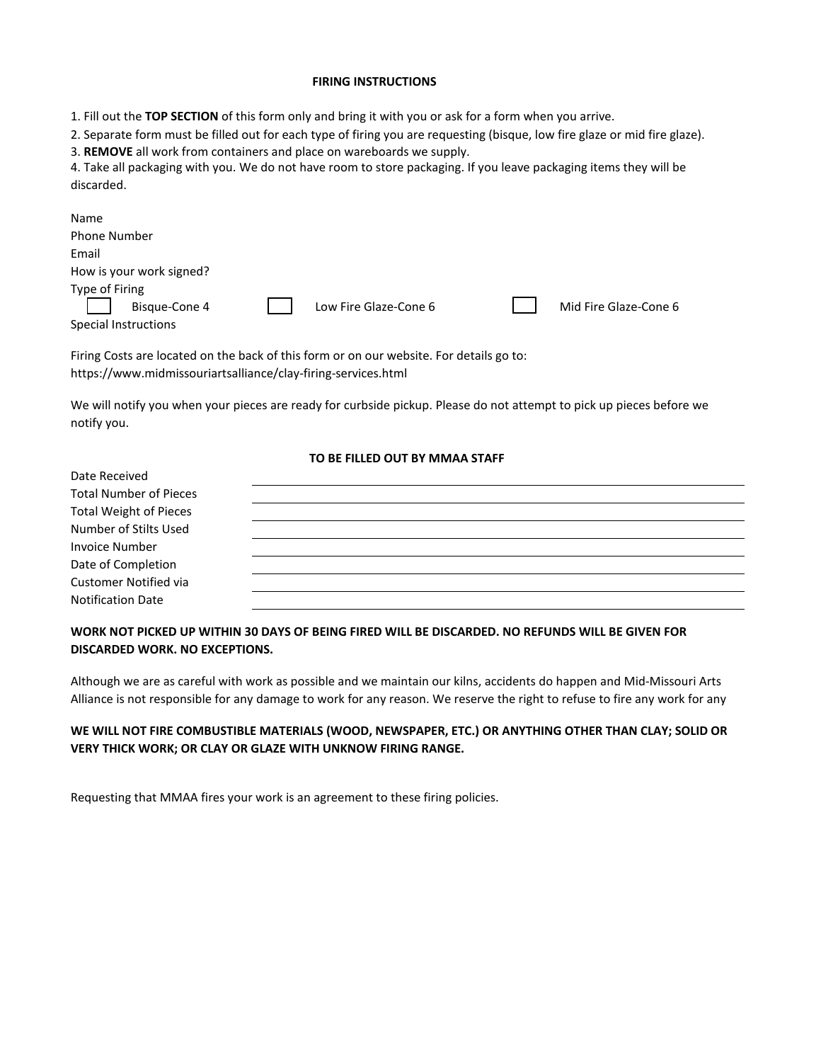**FIRING INSTRUCTIONS**

1. Fill out the **TOP SECTION** of this form only and bring it with you or ask for a form when you arrive.
2. Separate form must be filled out for each type of firing you are requesting (bisque, low fire glaze or mid fire glaze).
3. **REMOVE** all work from containers and place on wareboards we supply.
4. Take all packaging with you. We do not have room to store packaging. If you leave packaging items they will be discarded.

Name
Phone Number
Email
How is your work signed?
Type of Firing

☐ Bisque-Cone 4 ☐ Low Fire Glaze-Cone 6 ☐ Mid Fire Glaze-Cone 6

Special Instructions

Firing Costs are located on the back of this form or on our website. For details go to:
https://www.midmissouriartsalliance/clay-firing-services.html

We will notify you when your pieces are ready for curbside pickup. Please do not attempt to pick up pieces before we notify you.

**TO BE FILLED OUT BY MMAA STAFF**

Date Received ____________________
Total Number of Pieces ____________________
Total Weight of Pieces ____________________
Number of Stilts Used ____________________
Invoice Number ____________________
Date of Completion ____________________
Customer Notified via ____________________
Notification Date ____________________

**WORK NOT PICKED UP WITHIN 30 DAYS OF BEING FIRED WILL BE DISCARDED. NO REFUNDS WILL BE GIVEN FOR DISCARDED WORK. NO EXCEPTIONS.**

Although we are as careful with work as possible and we maintain our kilns, accidents do happen and Mid-Missouri Arts Alliance is not responsible for any damage to work for any reason. We reserve the right to refuse to fire any work for any

**WE WILL NOT FIRE COMBUSTIBLE MATERIALS (WOOD, NEWSPAPER, ETC.) OR ANYTHING OTHER THAN CLAY; SOLID OR VERY THICK WORK; OR CLAY OR GLAZE WITH UNKNOW FIRING RANGE.**

Requesting that MMAA fires your work is an agreement to these firing policies.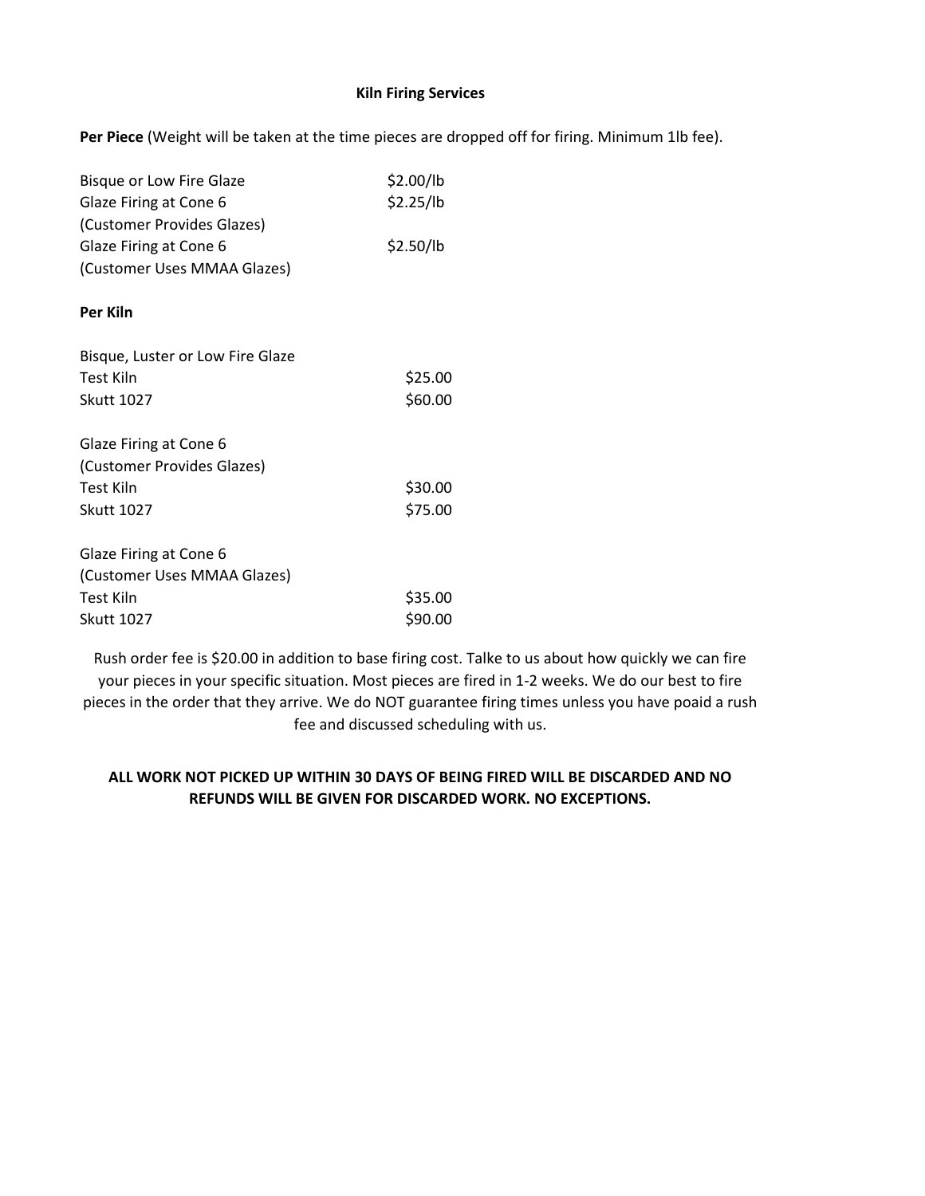## Kiln Firing Services

**Per Piece** (Weight will be taken at the time pieces are dropped off for firing. Minimum 1lb fee).

| | |
|---|---|
| Bisque or Low Fire Glaze | $2.00/lb |
| Glaze Firing at Cone 6 (Customer Provides Glazes) | $2.25/lb |
| Glaze Firing at Cone 6 (Customer Uses MMAA Glazes) | $2.50/lb |

**Per Kiln**

| | |
|---|---|
| Bisque, Luster or Low Fire Glaze | |
| Test Kiln | $25.00 |
| Skutt 1027 | $60.00 |
| | |
| Glaze Firing at Cone 6 (Customer Provides Glazes) | |
| Test Kiln | $30.00 |
| Skutt 1027 | $75.00 |
| | |
| Glaze Firing at Cone 6 (Customer Uses MMAA Glazes) | |
| Test Kiln | $35.00 |
| Skutt 1027 | $90.00 |

Rush order fee is $20.00 in addition to base firing cost. Talke to us about how quickly we can fire your pieces in your specific situation. Most pieces are fired in 1-2 weeks. We do our best to fire pieces in the order that they arrive. We do NOT guarantee firing times unless you have poaid a rush fee and discussed scheduling with us.

**ALL WORK NOT PICKED UP WITHIN 30 DAYS OF BEING FIRED WILL BE DISCARDED AND NO REFUNDS WILL BE GIVEN FOR DISCARDED WORK. NO EXCEPTIONS.**